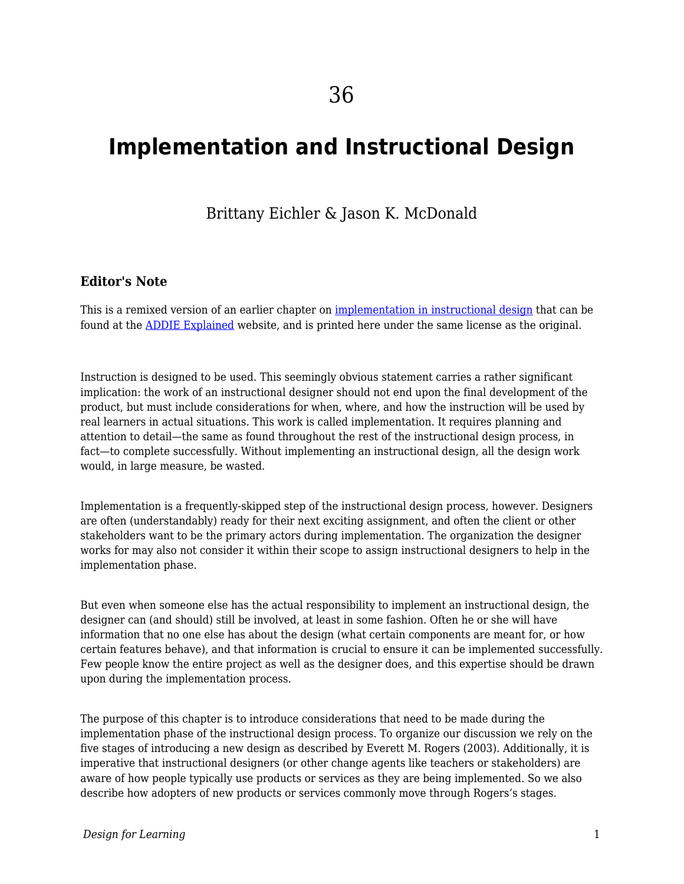36

# Implementation and Instructional Design

Brittany Eichler & Jason K. McDonald

### Editor's Note

This is a remixed version of an earlier chapter on [implementation in instructional design]() that can be found at the [ADDIE Explained]() website, and is printed here under the same license as the original.

Instruction is designed to be used. This seemingly obvious statement carries a rather significant implication: the work of an instructional designer should not end upon the final development of the product, but must include considerations for when, where, and how the instruction will be used by real learners in actual situations. This work is called implementation. It requires planning and attention to detail—the same as found throughout the rest of the instructional design process, in fact—to complete successfully. Without implementing an instructional design, all the design work would, in large measure, be wasted.

Implementation is a frequently-skipped step of the instructional design process, however. Designers are often (understandably) ready for their next exciting assignment, and often the client or other stakeholders want to be the primary actors during implementation. The organization the designer works for may also not consider it within their scope to assign instructional designers to help in the implementation phase.

But even when someone else has the actual responsibility to implement an instructional design, the designer can (and should) still be involved, at least in some fashion. Often he or she will have information that no one else has about the design (what certain components are meant for, or how certain features behave), and that information is crucial to ensure it can be implemented successfully. Few people know the entire project as well as the designer does, and this expertise should be drawn upon during the implementation process.

The purpose of this chapter is to introduce considerations that need to be made during the implementation phase of the instructional design process. To organize our discussion we rely on the five stages of introducing a new design as described by Everett M. Rogers (2003). Additionally, it is imperative that instructional designers (or other change agents like teachers or stakeholders) are aware of how people typically use products or services as they are being implemented. So we also describe how adopters of new products or services commonly move through Rogers's stages.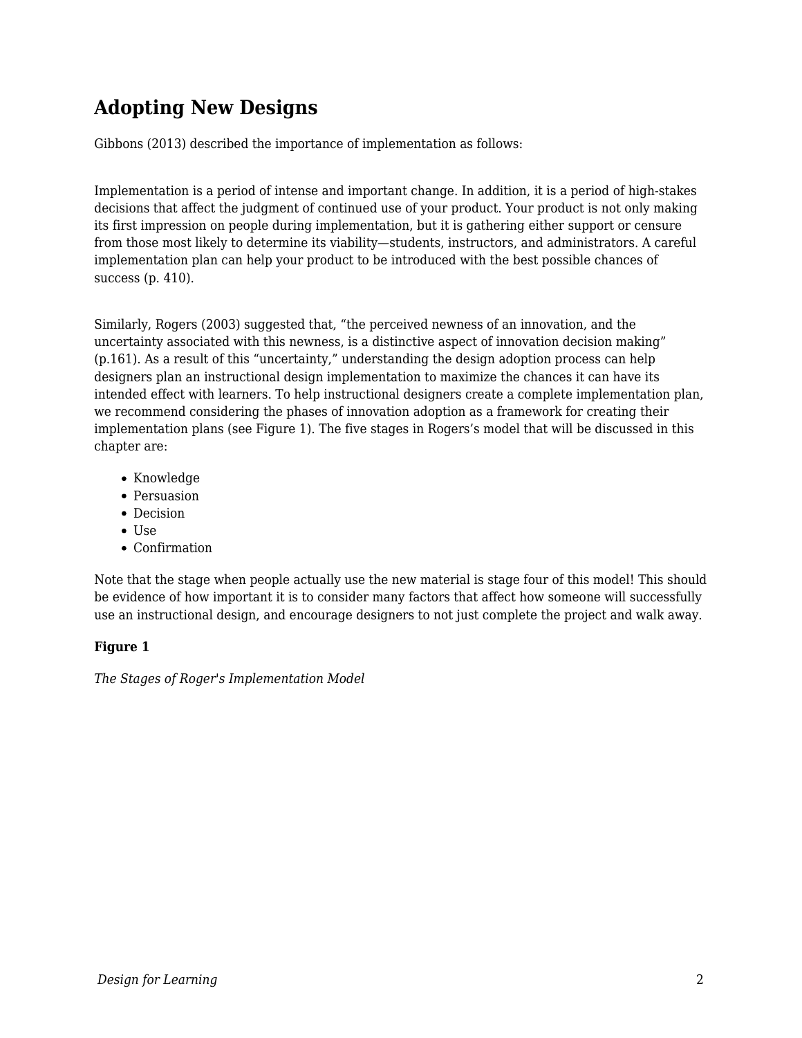## Adopting New Designs

Gibbons (2013) described the importance of implementation as follows:

> Implementation is a period of intense and important change. In addition, it is a period of high-stakes decisions that affect the judgment of continued use of your product. Your product is not only making its first impression on people during implementation, but it is gathering either support or censure from those most likely to determine its viability—students, instructors, and administrators. A careful implementation plan can help your product to be introduced with the best possible chances of success (p. 410).

Similarly, Rogers (2003) suggested that, “the perceived newness of an innovation, and the uncertainty associated with this newness, is a distinctive aspect of innovation decision making” (p.161). As a result of this “uncertainty,” understanding the design adoption process can help designers plan an instructional design implementation to maximize the chances it can have its intended effect with learners. To help instructional designers create a complete implementation plan, we recommend considering the phases of innovation adoption as a framework for creating their implementation plans (see Figure 1). The five stages in Rogers’s model that will be discussed in this chapter are:

- Knowledge
- Persuasion
- Decision
- Use
- Confirmation

Note that the stage when people actually use the new material is stage four of this model! This should be evidence of how important it is to consider many factors that affect how someone will successfully use an instructional design, and encourage designers to not just complete the project and walk away.

**Figure 1**

*The Stages of Roger's Implementation Model*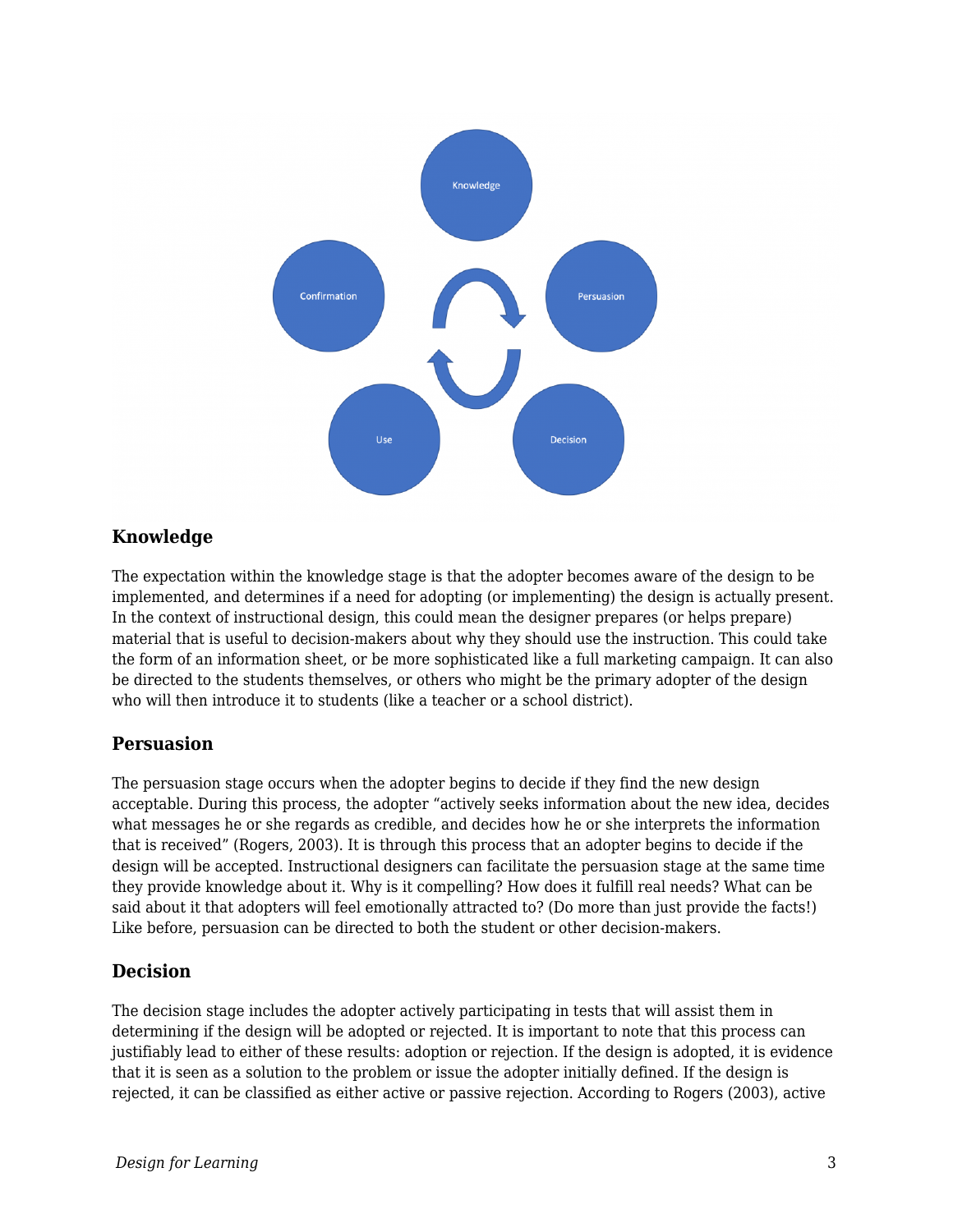### Knowledge

The expectation within the knowledge stage is that the adopter becomes aware of the design to be implemented, and determines if a need for adopting (or implementing) the design is actually present. In the context of instructional design, this could mean the designer prepares (or helps prepare) material that is useful to decision-makers about why they should use the instruction. This could take the form of an information sheet, or be more sophisticated like a full marketing campaign. It can also be directed to the students themselves, or others who might be the primary adopter of the design who will then introduce it to students (like a teacher or a school district).

### Persuasion

The persuasion stage occurs when the adopter begins to decide if they find the new design acceptable. During this process, the adopter "actively seeks information about the new idea, decides what messages he or she regards as credible, and decides how he or she interprets the information that is received" (Rogers, 2003). It is through this process that an adopter begins to decide if the design will be accepted. Instructional designers can facilitate the persuasion stage at the same time they provide knowledge about it. Why is it compelling? How does it fulfill real needs? What can be said about it that adopters will feel emotionally attracted to? (Do more than just provide the facts!) Like before, persuasion can be directed to both the student or other decision-makers.

### Decision

The decision stage includes the adopter actively participating in tests that will assist them in determining if the design will be adopted or rejected. It is important to note that this process can justifiably lead to either of these results: adoption or rejection. If the design is adopted, it is evidence that it is seen as a solution to the problem or issue the adopter initially defined. If the design is rejected, it can be classified as either active or passive rejection. According to Rogers (2003), active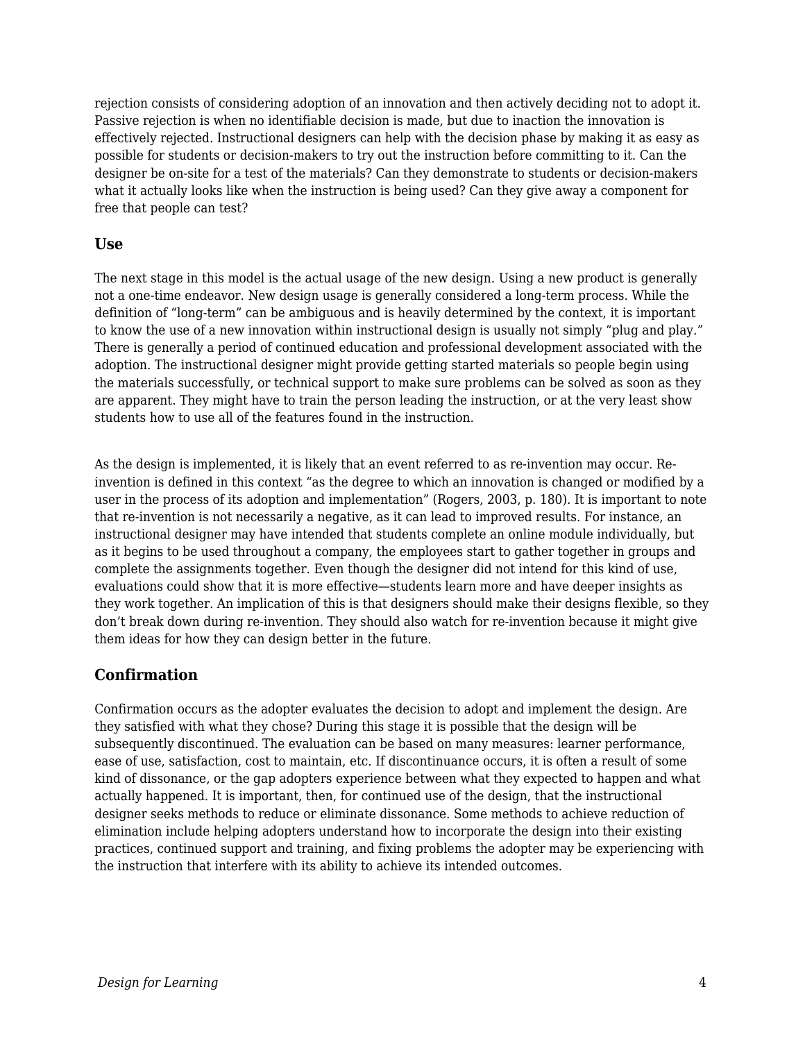rejection consists of considering adoption of an innovation and then actively deciding not to adopt it. Passive rejection is when no identifiable decision is made, but due to inaction the innovation is effectively rejected. Instructional designers can help with the decision phase by making it as easy as possible for students or decision-makers to try out the instruction before committing to it. Can the designer be on-site for a test of the materials? Can they demonstrate to students or decision-makers what it actually looks like when the instruction is being used? Can they give away a component for free that people can test?

### Use

The next stage in this model is the actual usage of the new design. Using a new product is generally not a one-time endeavor. New design usage is generally considered a long-term process. While the definition of "long-term" can be ambiguous and is heavily determined by the context, it is important to know the use of a new innovation within instructional design is usually not simply "plug and play." There is generally a period of continued education and professional development associated with the adoption. The instructional designer might provide getting started materials so people begin using the materials successfully, or technical support to make sure problems can be solved as soon as they are apparent. They might have to train the person leading the instruction, or at the very least show students how to use all of the features found in the instruction.

As the design is implemented, it is likely that an event referred to as re-invention may occur. Re-invention is defined in this context "as the degree to which an innovation is changed or modified by a user in the process of its adoption and implementation" (Rogers, 2003, p. 180). It is important to note that re-invention is not necessarily a negative, as it can lead to improved results. For instance, an instructional designer may have intended that students complete an online module individually, but as it begins to be used throughout a company, the employees start to gather together in groups and complete the assignments together. Even though the designer did not intend for this kind of use, evaluations could show that it is more effective—students learn more and have deeper insights as they work together. An implication of this is that designers should make their designs flexible, so they don't break down during re-invention. They should also watch for re-invention because it might give them ideas for how they can design better in the future.

### Confirmation

Confirmation occurs as the adopter evaluates the decision to adopt and implement the design. Are they satisfied with what they chose? During this stage it is possible that the design will be subsequently discontinued. The evaluation can be based on many measures: learner performance, ease of use, satisfaction, cost to maintain, etc. If discontinuance occurs, it is often a result of some kind of dissonance, or the gap adopters experience between what they expected to happen and what actually happened. It is important, then, for continued use of the design, that the instructional designer seeks methods to reduce or eliminate dissonance. Some methods to achieve reduction of elimination include helping adopters understand how to incorporate the design into their existing practices, continued support and training, and fixing problems the adopter may be experiencing with the instruction that interfere with its ability to achieve its intended outcomes.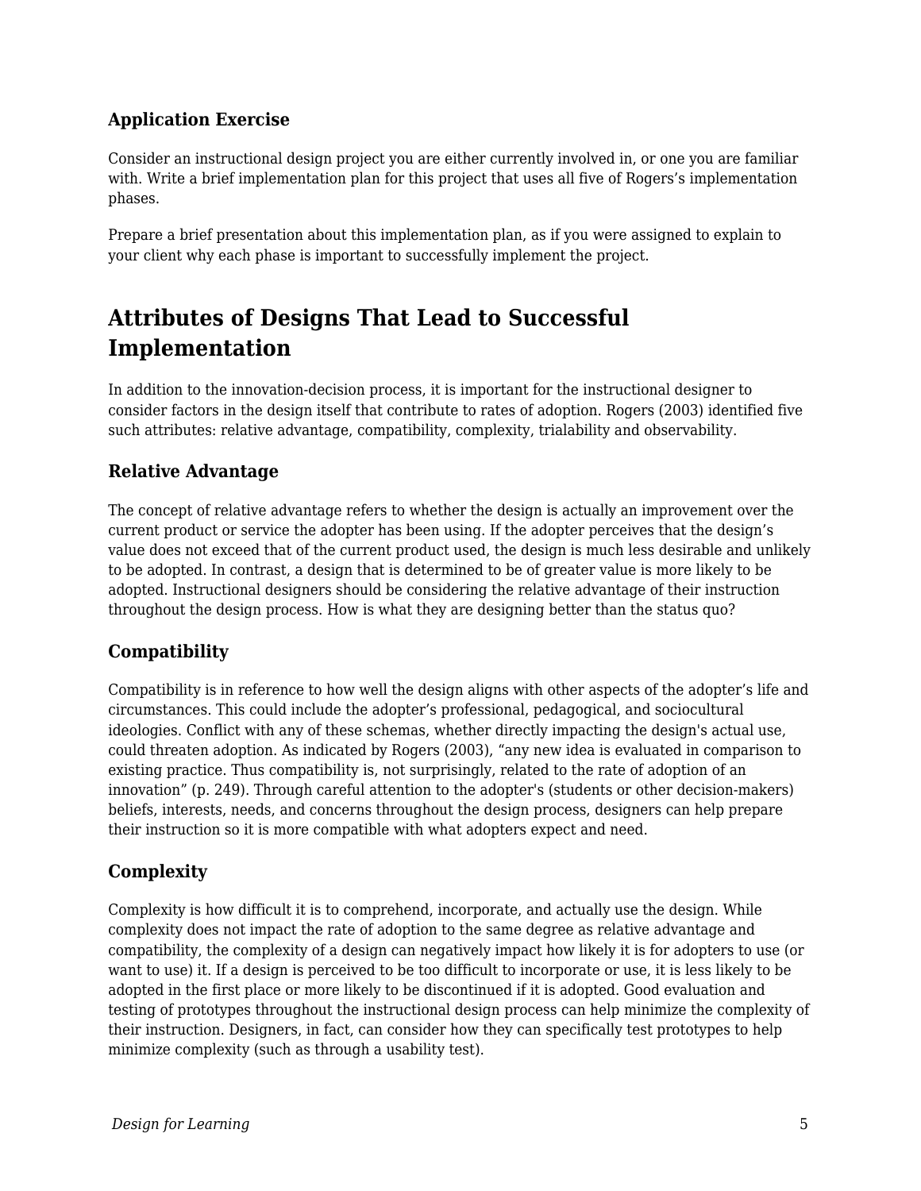### Application Exercise

Consider an instructional design project you are either currently involved in, or one you are familiar with. Write a brief implementation plan for this project that uses all five of Rogers's implementation phases.

Prepare a brief presentation about this implementation plan, as if you were assigned to explain to your client why each phase is important to successfully implement the project.

## Attributes of Designs That Lead to Successful Implementation

In addition to the innovation-decision process, it is important for the instructional designer to consider factors in the design itself that contribute to rates of adoption. Rogers (2003) identified five such attributes: relative advantage, compatibility, complexity, trialability and observability.

### Relative Advantage

The concept of relative advantage refers to whether the design is actually an improvement over the current product or service the adopter has been using. If the adopter perceives that the design's value does not exceed that of the current product used, the design is much less desirable and unlikely to be adopted. In contrast, a design that is determined to be of greater value is more likely to be adopted. Instructional designers should be considering the relative advantage of their instruction throughout the design process. How is what they are designing better than the status quo?

### Compatibility

Compatibility is in reference to how well the design aligns with other aspects of the adopter's life and circumstances. This could include the adopter's professional, pedagogical, and sociocultural ideologies. Conflict with any of these schemas, whether directly impacting the design's actual use, could threaten adoption. As indicated by Rogers (2003), "any new idea is evaluated in comparison to existing practice. Thus compatibility is, not surprisingly, related to the rate of adoption of an innovation" (p. 249). Through careful attention to the adopter's (students or other decision-makers) beliefs, interests, needs, and concerns throughout the design process, designers can help prepare their instruction so it is more compatible with what adopters expect and need.

### Complexity

Complexity is how difficult it is to comprehend, incorporate, and actually use the design. While complexity does not impact the rate of adoption to the same degree as relative advantage and compatibility, the complexity of a design can negatively impact how likely it is for adopters to use (or want to use) it. If a design is perceived to be too difficult to incorporate or use, it is less likely to be adopted in the first place or more likely to be discontinued if it is adopted. Good evaluation and testing of prototypes throughout the instructional design process can help minimize the complexity of their instruction. Designers, in fact, can consider how they can specifically test prototypes to help minimize complexity (such as through a usability test).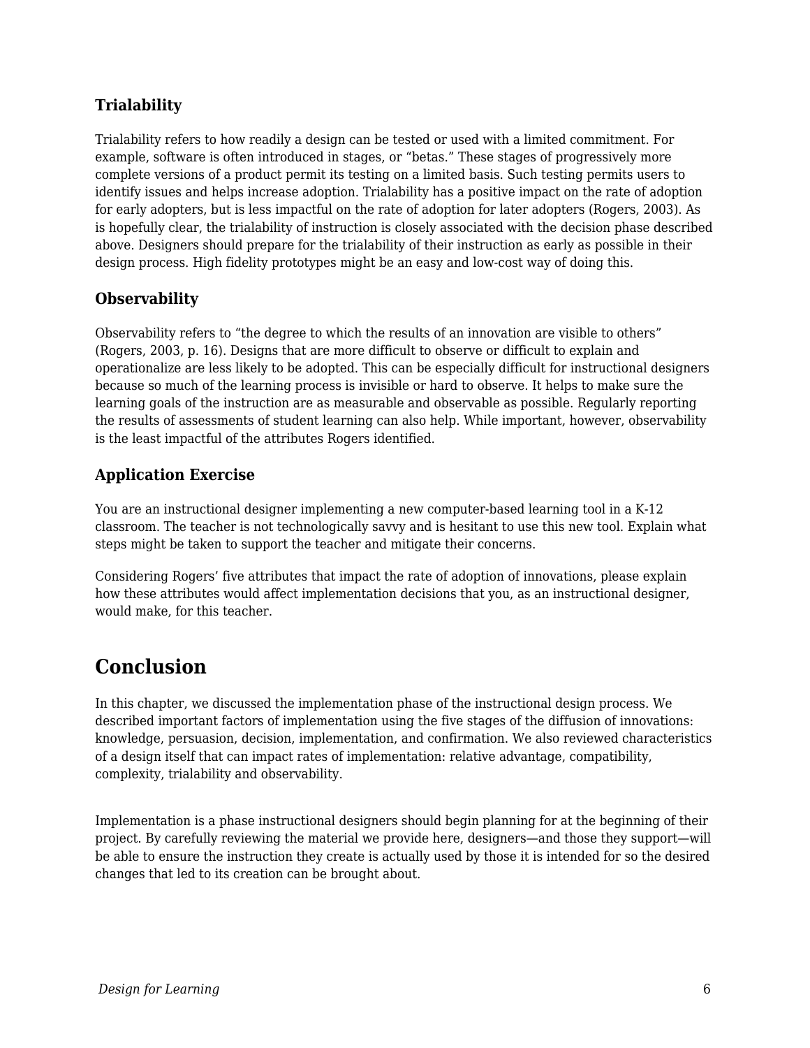### Trialability

Trialability refers to how readily a design can be tested or used with a limited commitment. For example, software is often introduced in stages, or "betas." These stages of progressively more complete versions of a product permit its testing on a limited basis. Such testing permits users to identify issues and helps increase adoption. Trialability has a positive impact on the rate of adoption for early adopters, but is less impactful on the rate of adoption for later adopters (Rogers, 2003). As is hopefully clear, the trialability of instruction is closely associated with the decision phase described above. Designers should prepare for the trialability of their instruction as early as possible in their design process. High fidelity prototypes might be an easy and low-cost way of doing this.

### Observability

Observability refers to "the degree to which the results of an innovation are visible to others" (Rogers, 2003, p. 16). Designs that are more difficult to observe or difficult to explain and operationalize are less likely to be adopted. This can be especially difficult for instructional designers because so much of the learning process is invisible or hard to observe. It helps to make sure the learning goals of the instruction are as measurable and observable as possible. Regularly reporting the results of assessments of student learning can also help. While important, however, observability is the least impactful of the attributes Rogers identified.

### Application Exercise

You are an instructional designer implementing a new computer-based learning tool in a K-12 classroom. The teacher is not technologically savvy and is hesitant to use this new tool. Explain what steps might be taken to support the teacher and mitigate their concerns.

Considering Rogers' five attributes that impact the rate of adoption of innovations, please explain how these attributes would affect implementation decisions that you, as an instructional designer, would make, for this teacher.

## Conclusion

In this chapter, we discussed the implementation phase of the instructional design process. We described important factors of implementation using the five stages of the diffusion of innovations: knowledge, persuasion, decision, implementation, and confirmation. We also reviewed characteristics of a design itself that can impact rates of implementation: relative advantage, compatibility, complexity, trialability and observability.

Implementation is a phase instructional designers should begin planning for at the beginning of their project. By carefully reviewing the material we provide here, designers—and those they support—will be able to ensure the instruction they create is actually used by those it is intended for so the desired changes that led to its creation can be brought about.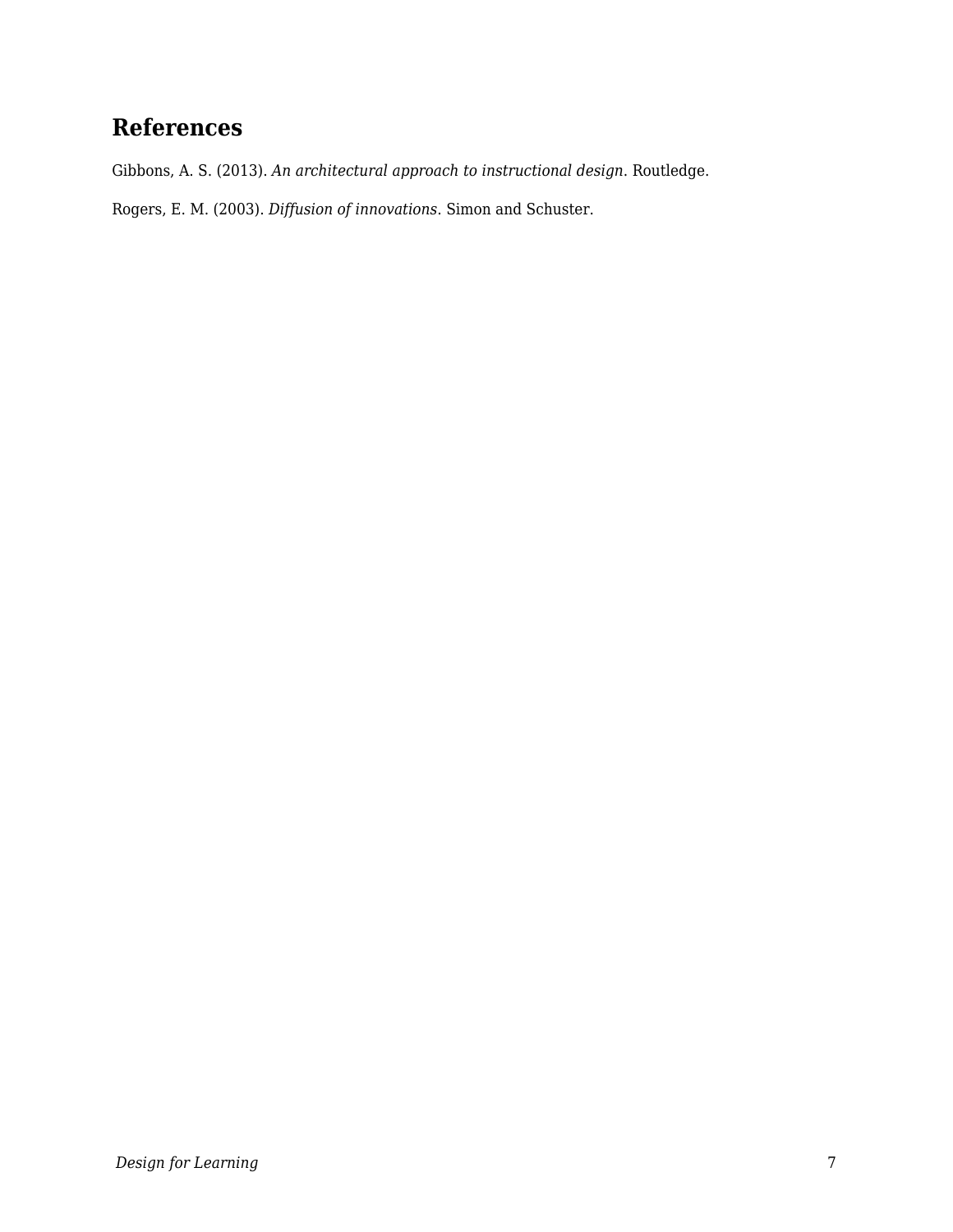## References

Gibbons, A. S. (2013). *An architectural approach to instructional design*. Routledge.

Rogers, E. M. (2003). *Diffusion of innovations*. Simon and Schuster.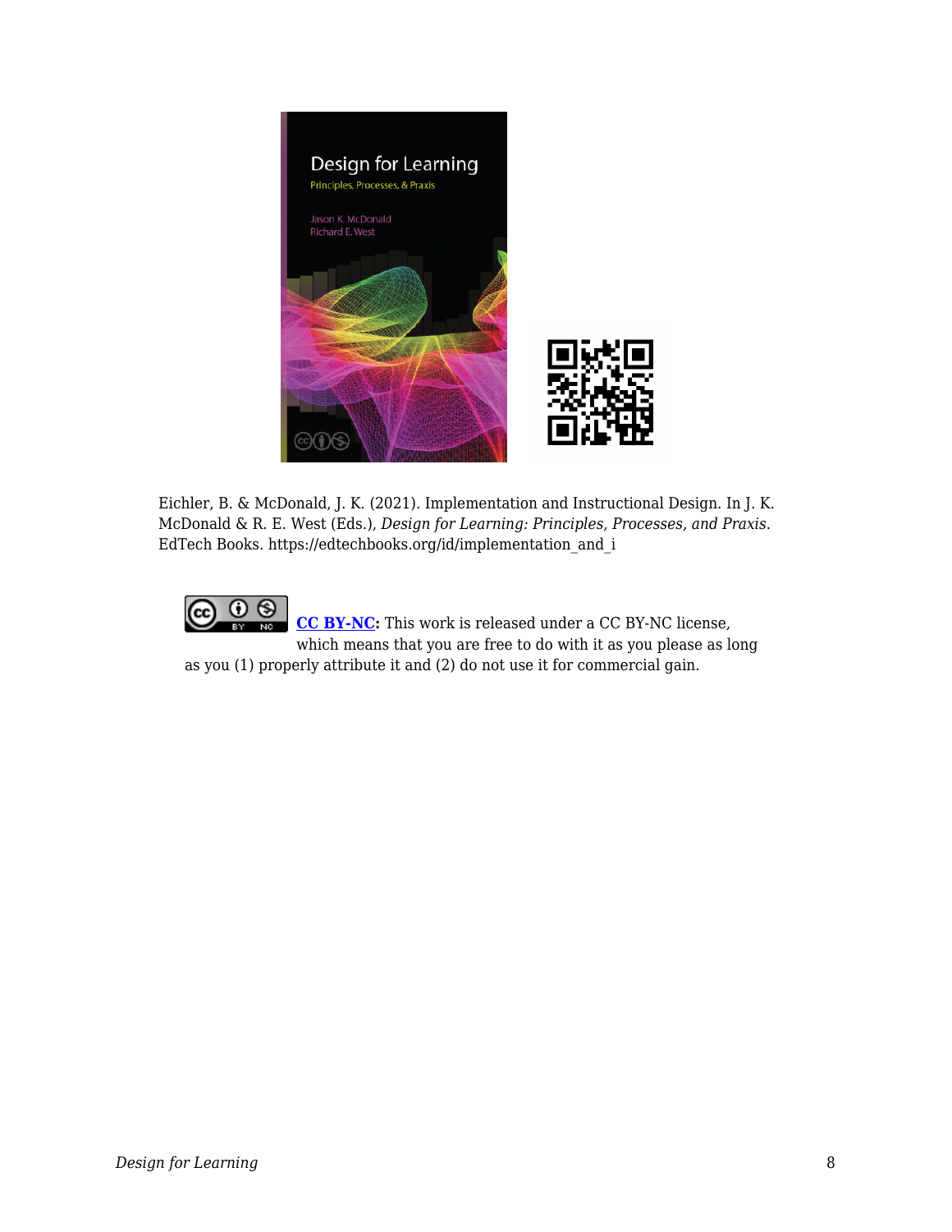Eichler, B. & McDonald, J. K. (2021). Implementation and Instructional Design. In J. K. McDonald & R. E. West (Eds.), *Design for Learning: Principles, Processes, and Praxis*. EdTech Books. https://edtechbooks.org/id/implementation_and_i

**CC BY-NC:** This work is released under a CC BY-NC license, which means that you are free to do with it as you please as long as you (1) properly attribute it and (2) do not use it for commercial gain.